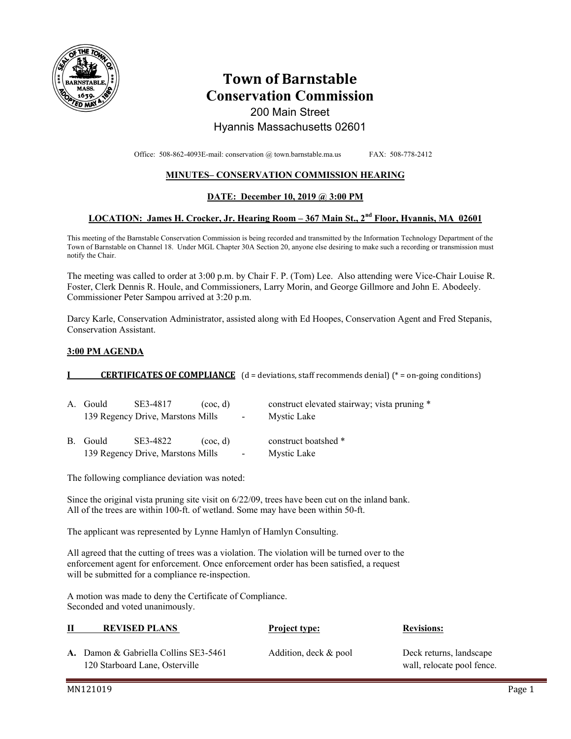# Town of Barnstable
# Conservation Commission

200 Main Street
Hyannis Massachusetts 02601

Office: 508-862-4093E-mail: conservation @ town.barnstable.ma.us FAX: 508-778-2412

**MINUTES– CONSERVATION COMMISSION HEARING**

**DATE: December 10, 2019 @ 3:00 PM**

**LOCATION: James H. Crocker, Jr. Hearing Room – 367 Main St., 2nd Floor, Hyannis, MA 02601**

This meeting of the Barnstable Conservation Commission is being recorded and transmitted by the Information Technology Department of the Town of Barnstable on Channel 18. Under MGL Chapter 30A Section 20, anyone else desiring to make such a recording or transmission must notify the Chair.

The meeting was called to order at 3:00 p.m. by Chair F. P. (Tom) Lee. Also attending were Vice-Chair Louise R. Foster, Clerk Dennis R. Houle, and Commissioners, Larry Morin, and George Gillmore and John E. Abodeely. Commissioner Peter Sampou arrived at 3:20 p.m.

Darcy Karle, Conservation Administrator, assisted along with Ed Hoopes, Conservation Agent and Fred Stepanis, Conservation Assistant.

**3:00 PM AGENDA**

**I CERTIFICATES OF COMPLIANCE** (d = deviations, staff recommends denial) (* = on-going conditions)

A. Gould SE3-4817 (coc, d) construct elevated stairway; vista pruning *
139 Regency Drive, Marstons Mills - Mystic Lake

B. Gould SE3-4822 (coc, d) construct boatshed *
139 Regency Drive, Marstons Mills - Mystic Lake

The following compliance deviation was noted:

Since the original vista pruning site visit on 6/22/09, trees have been cut on the inland bank. All of the trees are within 100-ft. of wetland. Some may have been within 50-ft.

The applicant was represented by Lynne Hamlyn of Hamlyn Consulting.

All agreed that the cutting of trees was a violation. The violation will be turned over to the enforcement agent for enforcement. Once enforcement order has been satisfied, a request will be submitted for a compliance re-inspection.

A motion was made to deny the Certificate of Compliance.
Seconded and voted unanimously.

| **II REVISED PLANS** | **Project type:** | **Revisions:** |
|---|---|---|
| **A.** Damon & Gabriella Collins SE3-5461<br>120 Starboard Lane, Osterville | Addition, deck & pool | Deck returns, landscape wall, relocate pool fence. |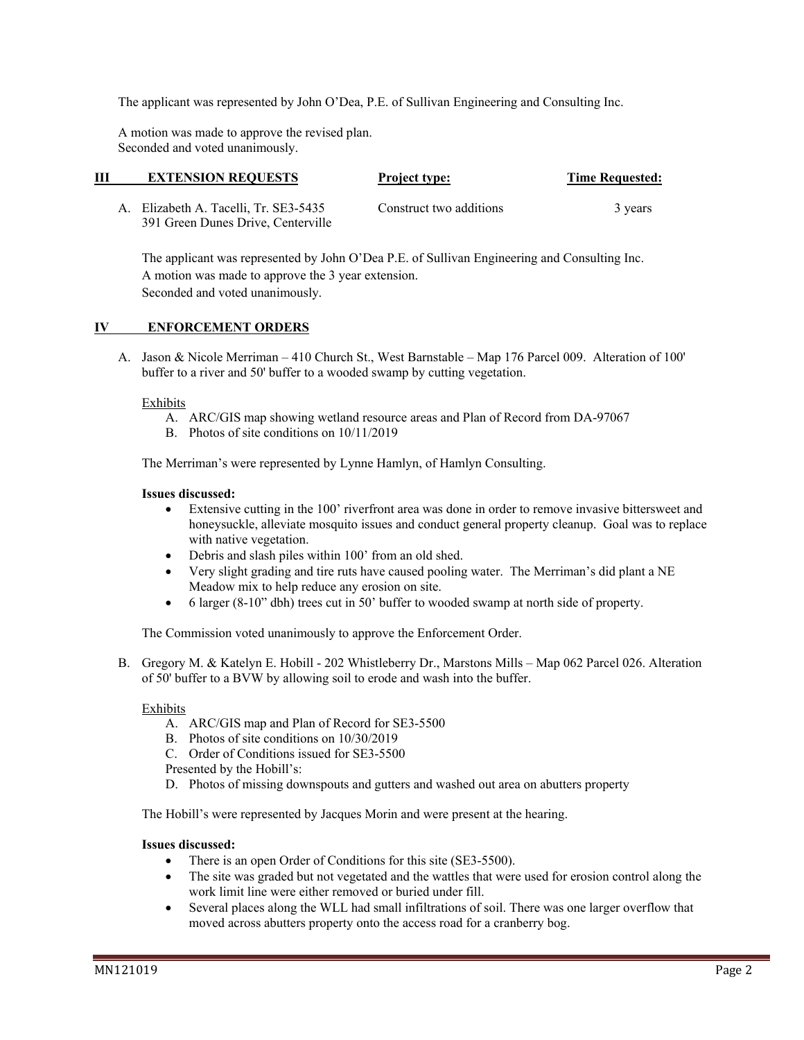The applicant was represented by John O'Dea, P.E. of Sullivan Engineering and Consulting Inc.

A motion was made to approve the revised plan.
Seconded and voted unanimously.

## III EXTENSION REQUESTS

| | **Project type:** | **Time Requested:** |
|---|---|---|
| A. Elizabeth A. Tacelli, Tr. SE3-5435<br>391 Green Dunes Drive, Centerville | Construct two additions | 3 years |

The applicant was represented by John O'Dea P.E. of Sullivan Engineering and Consulting Inc.
A motion was made to approve the 3 year extension.
Seconded and voted unanimously.

## IV ENFORCEMENT ORDERS

A. Jason & Nicole Merriman – 410 Church St., West Barnstable – Map 176 Parcel 009. Alteration of 100' buffer to a river and 50' buffer to a wooded swamp by cutting vegetation.

Exhibits

A. ARC/GIS map showing wetland resource areas and Plan of Record from DA-97067
B. Photos of site conditions on 10/11/2019

The Merriman's were represented by Lynne Hamlyn, of Hamlyn Consulting.

**Issues discussed:**

- Extensive cutting in the 100' riverfront area was done in order to remove invasive bittersweet and honeysuckle, alleviate mosquito issues and conduct general property cleanup. Goal was to replace with native vegetation.
- Debris and slash piles within 100' from an old shed.
- Very slight grading and tire ruts have caused pooling water. The Merriman's did plant a NE Meadow mix to help reduce any erosion on site.
- 6 larger (8-10" dbh) trees cut in 50' buffer to wooded swamp at north side of property.

The Commission voted unanimously to approve the Enforcement Order.

B. Gregory M. & Katelyn E. Hobill - 202 Whistleberry Dr., Marstons Mills – Map 062 Parcel 026. Alteration of 50' buffer to a BVW by allowing soil to erode and wash into the buffer.

Exhibits

A. ARC/GIS map and Plan of Record for SE3-5500
B. Photos of site conditions on 10/30/2019
C. Order of Conditions issued for SE3-5500

Presented by the Hobill's:

D. Photos of missing downspouts and gutters and washed out area on abutters property

The Hobill's were represented by Jacques Morin and were present at the hearing.

**Issues discussed:**

- There is an open Order of Conditions for this site (SE3-5500).
- The site was graded but not vegetated and the wattles that were used for erosion control along the work limit line were either removed or buried under fill.
- Several places along the WLL had small infiltrations of soil. There was one larger overflow that moved across abutters property onto the access road for a cranberry bog.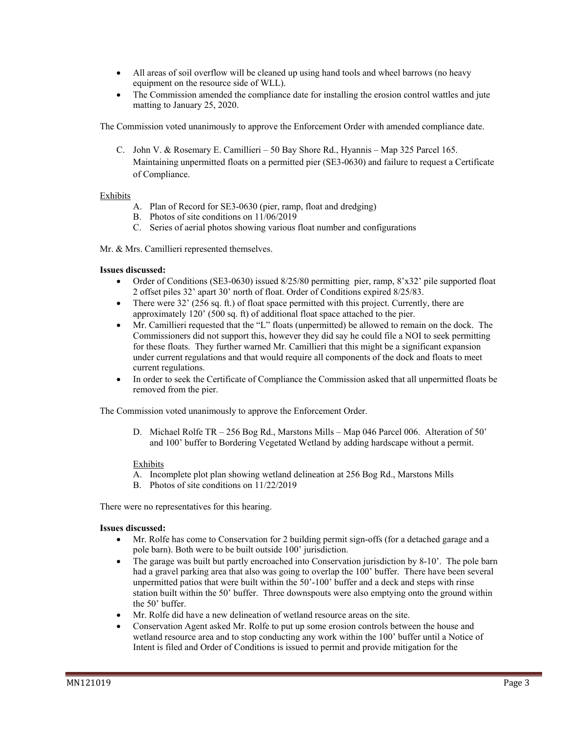- All areas of soil overflow will be cleaned up using hand tools and wheel barrows (no heavy equipment on the resource side of WLL).
- The Commission amended the compliance date for installing the erosion control wattles and jute matting to January 25, 2020.

The Commission voted unanimously to approve the Enforcement Order with amended compliance date.

C. John V. & Rosemary E. Camillieri – 50 Bay Shore Rd., Hyannis – Map 325 Parcel 165. Maintaining unpermitted floats on a permitted pier (SE3-0630) and failure to request a Certificate of Compliance.

Exhibits

A. Plan of Record for SE3-0630 (pier, ramp, float and dredging)
B. Photos of site conditions on 11/06/2019
C. Series of aerial photos showing various float number and configurations

Mr. & Mrs. Camillieri represented themselves.

**Issues discussed:**

- Order of Conditions (SE3-0630) issued 8/25/80 permitting pier, ramp, 8'x32' pile supported float 2 offset piles 32' apart 30' north of float. Order of Conditions expired 8/25/83.
- There were 32' (256 sq. ft.) of float space permitted with this project. Currently, there are approximately 120' (500 sq. ft) of additional float space attached to the pier.
- Mr. Camillieri requested that the "L" floats (unpermitted) be allowed to remain on the dock. The Commissioners did not support this, however they did say he could file a NOI to seek permitting for these floats. They further warned Mr. Camillieri that this might be a significant expansion under current regulations and that would require all components of the dock and floats to meet current regulations.
- In order to seek the Certificate of Compliance the Commission asked that all unpermitted floats be removed from the pier.

The Commission voted unanimously to approve the Enforcement Order.

D. Michael Rolfe TR – 256 Bog Rd., Marstons Mills – Map 046 Parcel 006. Alteration of 50' and 100' buffer to Bordering Vegetated Wetland by adding hardscape without a permit.

Exhibits

A. Incomplete plot plan showing wetland delineation at 256 Bog Rd., Marstons Mills
B. Photos of site conditions on 11/22/2019

There were no representatives for this hearing.

**Issues discussed:**

- Mr. Rolfe has come to Conservation for 2 building permit sign-offs (for a detached garage and a pole barn). Both were to be built outside 100' jurisdiction.
- The garage was built but partly encroached into Conservation jurisdiction by 8-10'. The pole barn had a gravel parking area that also was going to overlap the 100' buffer. There have been several unpermitted patios that were built within the 50'-100' buffer and a deck and steps with rinse station built within the 50' buffer. Three downspouts were also emptying onto the ground within the 50' buffer.
- Mr. Rolfe did have a new delineation of wetland resource areas on the site.
- Conservation Agent asked Mr. Rolfe to put up some erosion controls between the house and wetland resource area and to stop conducting any work within the 100' buffer until a Notice of Intent is filed and Order of Conditions is issued to permit and provide mitigation for the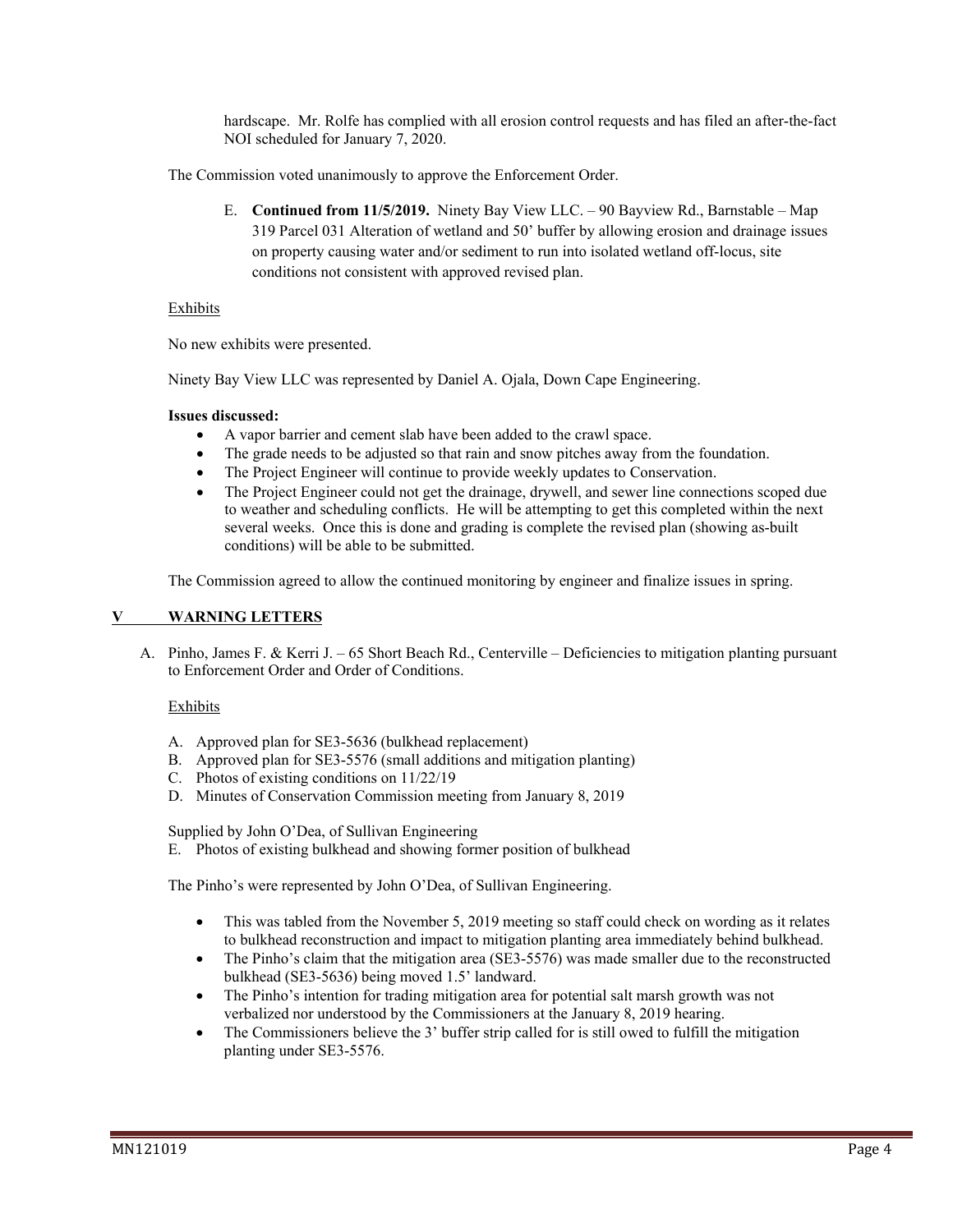hardscape. Mr. Rolfe has complied with all erosion control requests and has filed an after-the-fact NOI scheduled for January 7, 2020.

The Commission voted unanimously to approve the Enforcement Order.

E. **Continued from 11/5/2019.** Ninety Bay View LLC. – 90 Bayview Rd., Barnstable – Map 319 Parcel 031 Alteration of wetland and 50' buffer by allowing erosion and drainage issues on property causing water and/or sediment to run into isolated wetland off-locus, site conditions not consistent with approved revised plan.

Exhibits

No new exhibits were presented.

Ninety Bay View LLC was represented by Daniel A. Ojala, Down Cape Engineering.

**Issues discussed:**

- A vapor barrier and cement slab have been added to the crawl space.
- The grade needs to be adjusted so that rain and snow pitches away from the foundation.
- The Project Engineer will continue to provide weekly updates to Conservation.
- The Project Engineer could not get the drainage, drywell, and sewer line connections scoped due to weather and scheduling conflicts. He will be attempting to get this completed within the next several weeks. Once this is done and grading is complete the revised plan (showing as-built conditions) will be able to be submitted.

The Commission agreed to allow the continued monitoring by engineer and finalize issues in spring.

## V WARNING LETTERS

A. Pinho, James F. & Kerri J. – 65 Short Beach Rd., Centerville – Deficiencies to mitigation planting pursuant to Enforcement Order and Order of Conditions.

Exhibits

A. Approved plan for SE3-5636 (bulkhead replacement)
B. Approved plan for SE3-5576 (small additions and mitigation planting)
C. Photos of existing conditions on 11/22/19
D. Minutes of Conservation Commission meeting from January 8, 2019

Supplied by John O'Dea, of Sullivan Engineering

E. Photos of existing bulkhead and showing former position of bulkhead

The Pinho's were represented by John O'Dea, of Sullivan Engineering.

- This was tabled from the November 5, 2019 meeting so staff could check on wording as it relates to bulkhead reconstruction and impact to mitigation planting area immediately behind bulkhead.
- The Pinho's claim that the mitigation area (SE3-5576) was made smaller due to the reconstructed bulkhead (SE3-5636) being moved 1.5' landward.
- The Pinho's intention for trading mitigation area for potential salt marsh growth was not verbalized nor understood by the Commissioners at the January 8, 2019 hearing.
- The Commissioners believe the 3' buffer strip called for is still owed to fulfill the mitigation planting under SE3-5576.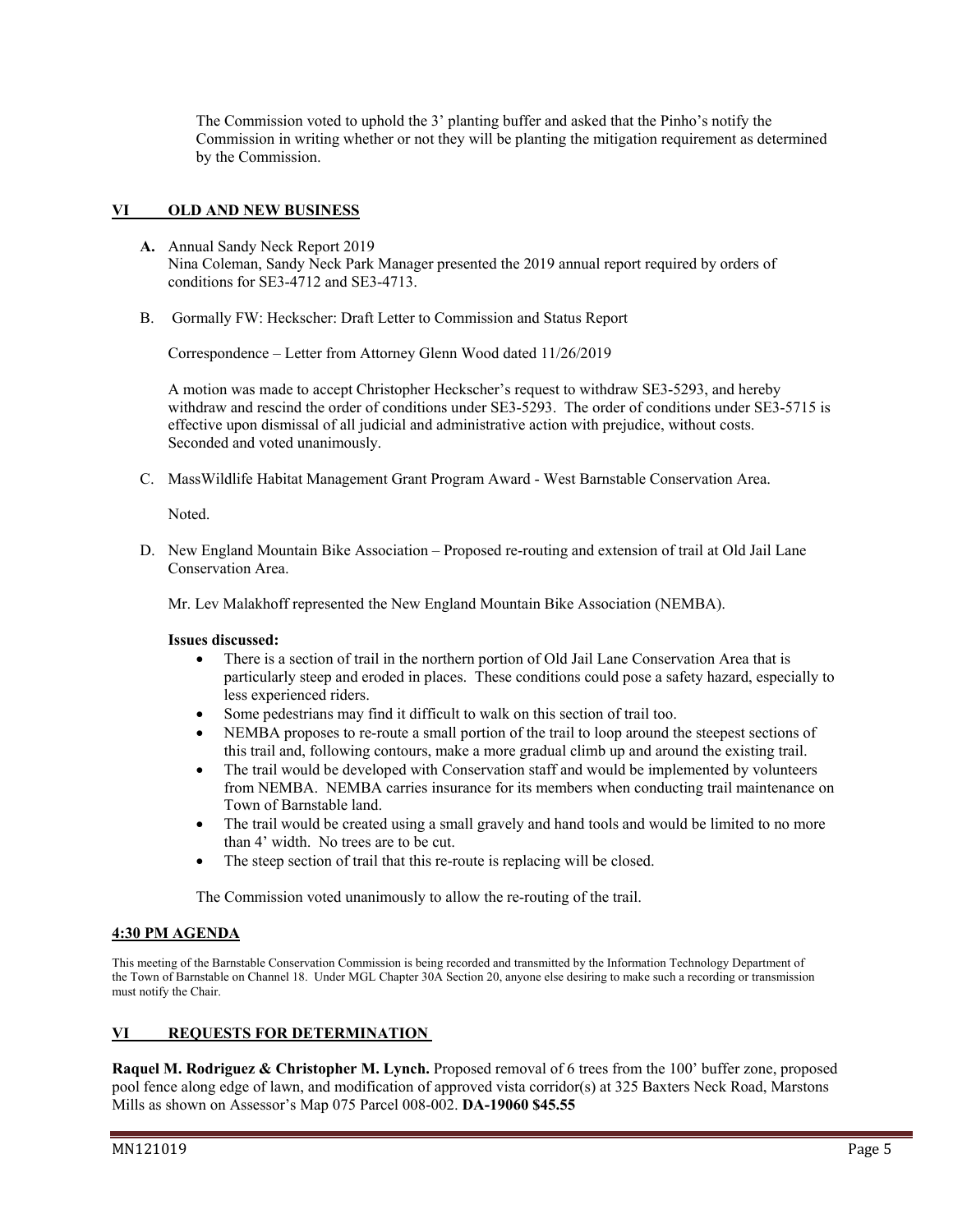The Commission voted to uphold the 3' planting buffer and asked that the Pinho's notify the Commission in writing whether or not they will be planting the mitigation requirement as determined by the Commission.

## VI OLD AND NEW BUSINESS

**A.** Annual Sandy Neck Report 2019
Nina Coleman, Sandy Neck Park Manager presented the 2019 annual report required by orders of conditions for SE3-4712 and SE3-4713.

B. Gormally FW: Heckscher: Draft Letter to Commission and Status Report

Correspondence – Letter from Attorney Glenn Wood dated 11/26/2019

A motion was made to accept Christopher Heckscher's request to withdraw SE3-5293, and hereby withdraw and rescind the order of conditions under SE3-5293. The order of conditions under SE3-5715 is effective upon dismissal of all judicial and administrative action with prejudice, without costs. Seconded and voted unanimously.

C. MassWildlife Habitat Management Grant Program Award - West Barnstable Conservation Area.

Noted.

D. New England Mountain Bike Association – Proposed re-routing and extension of trail at Old Jail Lane Conservation Area.

Mr. Lev Malakhoff represented the New England Mountain Bike Association (NEMBA).

**Issues discussed:**

- There is a section of trail in the northern portion of Old Jail Lane Conservation Area that is particularly steep and eroded in places. These conditions could pose a safety hazard, especially to less experienced riders.
- Some pedestrians may find it difficult to walk on this section of trail too.
- NEMBA proposes to re-route a small portion of the trail to loop around the steepest sections of this trail and, following contours, make a more gradual climb up and around the existing trail.
- The trail would be developed with Conservation staff and would be implemented by volunteers from NEMBA. NEMBA carries insurance for its members when conducting trail maintenance on Town of Barnstable land.
- The trail would be created using a small gravely and hand tools and would be limited to no more than 4' width. No trees are to be cut.
- The steep section of trail that this re-route is replacing will be closed.

The Commission voted unanimously to allow the re-routing of the trail.

## 4:30 PM AGENDA

This meeting of the Barnstable Conservation Commission is being recorded and transmitted by the Information Technology Department of the Town of Barnstable on Channel 18. Under MGL Chapter 30A Section 20, anyone else desiring to make such a recording or transmission must notify the Chair.

## VI REQUESTS FOR DETERMINATION

**Raquel M. Rodriguez & Christopher M. Lynch.** Proposed removal of 6 trees from the 100' buffer zone, proposed pool fence along edge of lawn, and modification of approved vista corridor(s) at 325 Baxters Neck Road, Marstons Mills as shown on Assessor's Map 075 Parcel 008-002. **DA-19060 $45.55**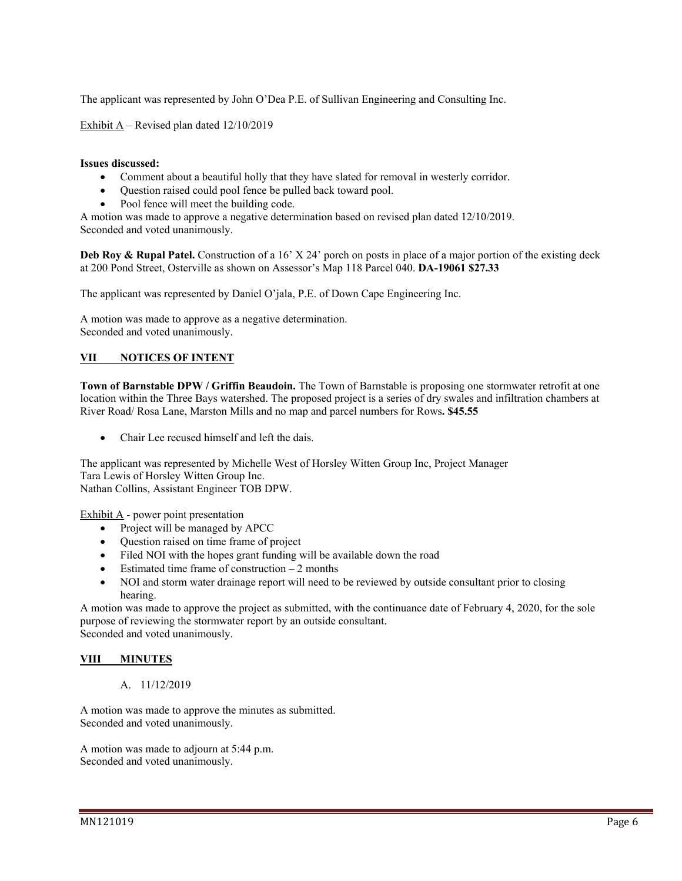The applicant was represented by John O'Dea P.E. of Sullivan Engineering and Consulting Inc.

Exhibit A – Revised plan dated 12/10/2019

**Issues discussed:**

- Comment about a beautiful holly that they have slated for removal in westerly corridor.
- Question raised could pool fence be pulled back toward pool.
- Pool fence will meet the building code.

A motion was made to approve a negative determination based on revised plan dated 12/10/2019.
Seconded and voted unanimously.

**Deb Roy & Rupal Patel.** Construction of a 16' X 24' porch on posts in place of a major portion of the existing deck at 200 Pond Street, Osterville as shown on Assessor's Map 118 Parcel 040. **DA-19061 $27.33**

The applicant was represented by Daniel O'jala, P.E. of Down Cape Engineering Inc.

A motion was made to approve as a negative determination.
Seconded and voted unanimously.

## VII NOTICES OF INTENT

**Town of Barnstable DPW / Griffin Beaudoin.** The Town of Barnstable is proposing one stormwater retrofit at one location within the Three Bays watershed. The proposed project is a series of dry swales and infiltration chambers at River Road/ Rosa Lane, Marston Mills and no map and parcel numbers for Rows**. $45.55**

- Chair Lee recused himself and left the dais.

The applicant was represented by Michelle West of Horsley Witten Group Inc, Project Manager
Tara Lewis of Horsley Witten Group Inc.
Nathan Collins, Assistant Engineer TOB DPW.

Exhibit A - power point presentation

- Project will be managed by APCC
- Question raised on time frame of project
- Filed NOI with the hopes grant funding will be available down the road
- Estimated time frame of construction – 2 months
- NOI and storm water drainage report will need to be reviewed by outside consultant prior to closing hearing.

A motion was made to approve the project as submitted, with the continuance date of February 4, 2020, for the sole purpose of reviewing the stormwater report by an outside consultant.
Seconded and voted unanimously.

## VIII MINUTES

A. 11/12/2019

A motion was made to approve the minutes as submitted.
Seconded and voted unanimously.

A motion was made to adjourn at 5:44 p.m.
Seconded and voted unanimously.